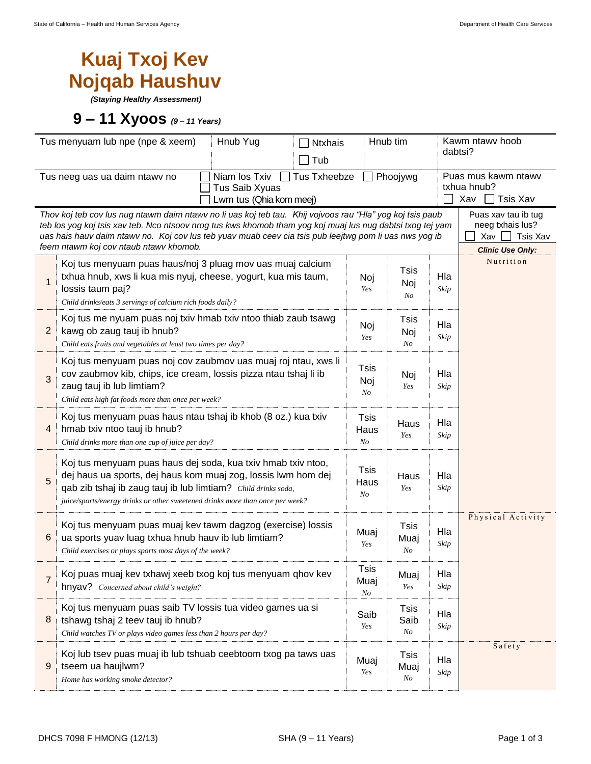State of California – Health and Human Services Agency

Department of Health Care Services

# Kuaj Txoj Kev Nojqab Haushuv

***(Staying Healthy Assessment)***

## 9 – 11 Xyoos *(9 – 11 Years)*

| Tus menyuam lub npe (npe & xeem) | Hnub Yug | ☐ Ntxhais ☐ Tub | Hnub tim | Kawm ntawv hoob dabtsi? |
|---|---|---|---|---|
| Tus neeg uas ua daim ntawv no | ☐ Niam los Txiv ☐ Tus Txheebze ☐ Phoojywg ☐ Tus Saib Xyuas ☐ Lwm tus (Qhia kom meej) | | | Puas mus kawm ntawv txhua hnub? ☐ Xav ☐ Tsis Xav |

*Thov koj teb cov lus nug ntawm daim ntawv no li uas koj teb tau. Khij vojvoos rau "Hla" yog koj tsis paub teb los yog koj tsis xav teb. Nco ntsoov nrog tus kws khomob tham yog koj muaj lus nug dabtsi txog tej yam uas hais hauv daim ntawv no. Koj cov lus teb yuav muab ceev cia tsis pub leejtwg pom li uas nws yog ib feem ntawm koj cov ntaub ntawv khomob.*

Puas xav tau ib tug neeg txhais lus? ☐ Xav ☐ Tsis Xav

| # | Question | | | | ***Clinic Use Only:*** |
|---|---|---|---|---|---|
| 1 | Koj tus menyuam puas haus/noj 3 pluag mov uas muaj calcium txhua hnub, xws li kua mis nyuj, cheese, yogurt, kua mis taum, lossis taum paj? *Child drinks/eats 3 servings of calcium rich foods daily?* | Noj *Yes* | Tsis Noj *No* | Hla *Skip* | Nutrition |
| 2 | Koj tus me nyuam puas noj txiv hmab txiv ntoo thiab zaub tsawg kawg ob zaug tauj ib hnub? *Child eats fruits and vegetables at least two times per day?* | Noj *Yes* | Tsis Noj *No* | Hla *Skip* | |
| 3 | Koj tus menyuam puas noj cov zaubmov uas muaj roj ntau, xws li cov zaubmov kib, chips, ice cream, lossis pizza ntau tshaj li ib zaug tauj ib lub limtiam? *Child eats high fat foods more than once per week?* | Tsis Noj *No* | Noj *Yes* | Hla *Skip* | |
| 4 | Koj tus menyuam puas haus ntau tshaj ib khob (8 oz.) kua txiv hmab txiv ntoo tauj ib hnub? *Child drinks more than one cup of juice per day?* | Tsis Haus *No* | Haus *Yes* | Hla *Skip* | |
| 5 | Koj tus menyuam puas haus dej soda, kua txiv hmab txiv ntoo, dej haus ua sports, dej haus kom muaj zog, lossis lwm hom dej qab zib tshaj ib zaug tauj ib lub limtiam? *Child drinks soda, juice/sports/energy drinks or other sweetened drinks more than once per week?* | Tsis Haus *No* | Haus *Yes* | Hla *Skip* | |
| 6 | Koj tus menyuam puas muaj kev tawm dagzog (exercise) lossis ua sports yuav luag txhua hnub hauv ib lub limtiam? *Child exercises or plays sports most days of the week?* | Muaj *Yes* | Tsis Muaj *No* | Hla *Skip* | Physical Activity |
| 7 | Koj puas muaj kev txhawj xeeb txog koj tus menyuam qhov kev hnyav? *Concerned about child's weight?* | Tsis Muaj *No* | Muaj *Yes* | Hla *Skip* | |
| 8 | Koj tus menyuam puas saib TV lossis tua video games ua si tshawg tshaj 2 teev tauj ib hnub? *Child watches TV or plays video games less than 2 hours per day?* | Saib *Yes* | Tsis Saib *No* | Hla *Skip* | |
| 9 | Koj lub tsev puas muaj ib lub tshuab ceebtoom txog pa taws uas tseem ua haujlwm? *Home has working smoke detector?* | Muaj *Yes* | Tsis Muaj *No* | Hla *Skip* | Safety |

DHCS 7098 F HMONG (12/13) SHA (9 – 11 Years)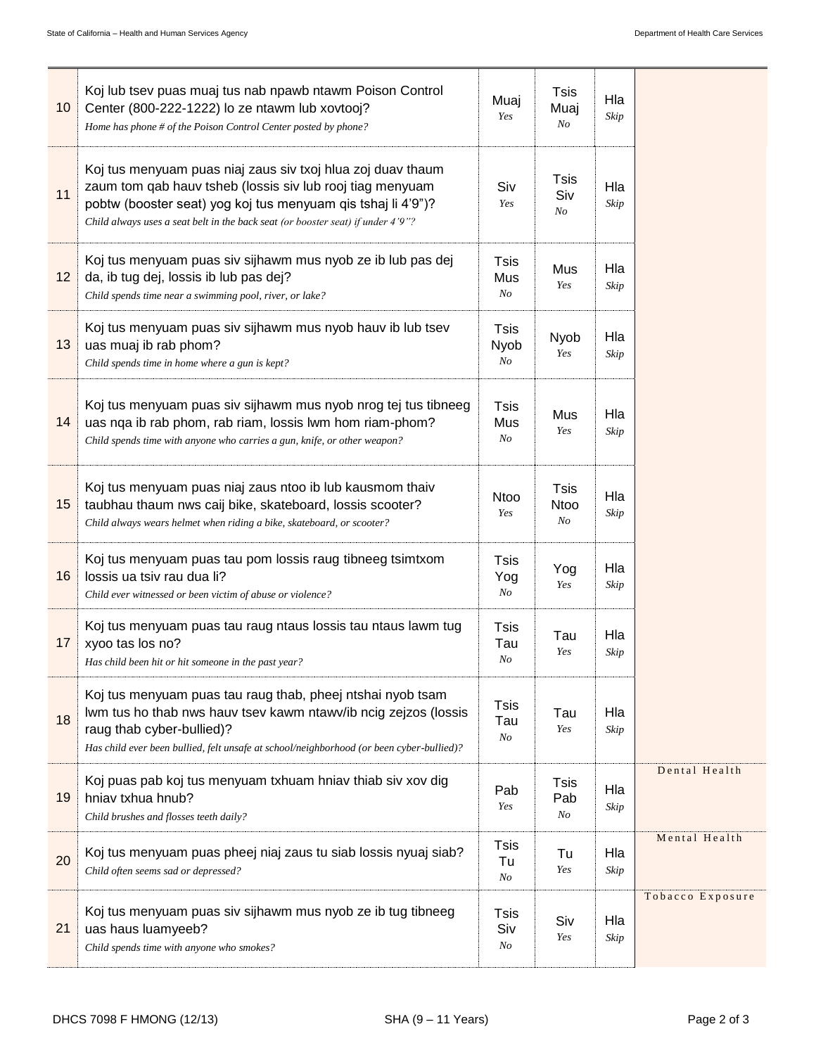| # | Question | | | | |
|---|---|---|---|---|---|
| 10 | Koj lub tsev puas muaj tus nab npawb ntawm Poison Control Center (800-222-1222) lo ze ntawm lub xovtooj?<br>*Home has phone # of the Poison Control Center posted by phone?* | Muaj<br>*Yes* | Tsis Muaj<br>*No* | Hla<br>*Skip* | |
| 11 | Koj tus menyuam puas niaj zaus siv txoj hlua zoj duav thaum zaum tom qab hauv tsheb (lossis siv lub rooj tiag menyuam pobtw (booster seat) yog koj tus menyuam qis tshaj li 4'9")?<br>*Child always uses a seat belt in the back seat (or booster seat) if under 4'9"?* | Siv<br>*Yes* | Tsis Siv<br>*No* | Hla<br>*Skip* | |
| 12 | Koj tus menyuam puas siv sijhawm mus nyob ze ib lub pas dej da, ib tug dej, lossis ib lub pas dej?<br>*Child spends time near a swimming pool, river, or lake?* | Tsis Mus<br>*No* | Mus<br>*Yes* | Hla<br>*Skip* | |
| 13 | Koj tus menyuam puas siv sijhawm mus nyob hauv ib lub tsev uas muaj ib rab phom?<br>*Child spends time in home where a gun is kept?* | Tsis Nyob<br>*No* | Nyob<br>*Yes* | Hla<br>*Skip* | |
| 14 | Koj tus menyuam puas siv sijhawm mus nyob nrog tej tus tibneeg uas nqa ib rab phom, rab riam, lossis lwm hom riam-phom?<br>*Child spends time with anyone who carries a gun, knife, or other weapon?* | Tsis Mus<br>*No* | Mus<br>*Yes* | Hla<br>*Skip* | |
| 15 | Koj tus menyuam puas niaj zaus ntoo ib lub kausmom thaiv taubhau thaum nws caij bike, skateboard, lossis scooter?<br>*Child always wears helmet when riding a bike, skateboard, or scooter?* | Ntoo<br>*Yes* | Tsis Ntoo<br>*No* | Hla<br>*Skip* | |
| 16 | Koj tus menyuam puas tau pom lossis raug tibneeg tsimtxom lossis ua tsiv rau dua li?<br>*Child ever witnessed or been victim of abuse or violence?* | Tsis Yog<br>*No* | Yog<br>*Yes* | Hla<br>*Skip* | |
| 17 | Koj tus menyuam puas tau raug ntaus lossis tau ntaus lawm tug xyoo tas los no?<br>*Has child been hit or hit someone in the past year?* | Tsis Tau<br>*No* | Tau<br>*Yes* | Hla<br>*Skip* | |
| 18 | Koj tus menyuam puas tau raug thab, pheej ntshai nyob tsam lwm tus ho thab nws hauv tsev kawm ntawv/ib ncig zejzos (lossis raug thab cyber-bullied)?<br>*Has child ever been bullied, felt unsafe at school/neighborhood (or been cyber-bullied)?* | Tsis Tau<br>*No* | Tau<br>*Yes* | Hla<br>*Skip* | |
| 19 | Koj puas pab koj tus menyuam txhuam hniav thiab siv xov dig hniav txhua hnub?<br>*Child brushes and flosses teeth daily?* | Pab<br>*Yes* | Tsis Pab<br>*No* | Hla<br>*Skip* | Dental Health |
| 20 | Koj tus menyuam puas pheej niaj zaus tu siab lossis nyuaj siab?<br>*Child often seems sad or depressed?* | Tsis Tu<br>*No* | Tu<br>*Yes* | Hla<br>*Skip* | Mental Health |
| 21 | Koj tus menyuam puas siv sijhawm mus nyob ze ib tug tibneeg uas haus luamyeeb?<br>*Child spends time with anyone who smokes?* | Tsis Siv<br>*No* | Siv<br>*Yes* | Hla<br>*Skip* | Tobacco Exposure |

DHCS 7098 F HMONG (12/13) SHA (9 – 11 Years)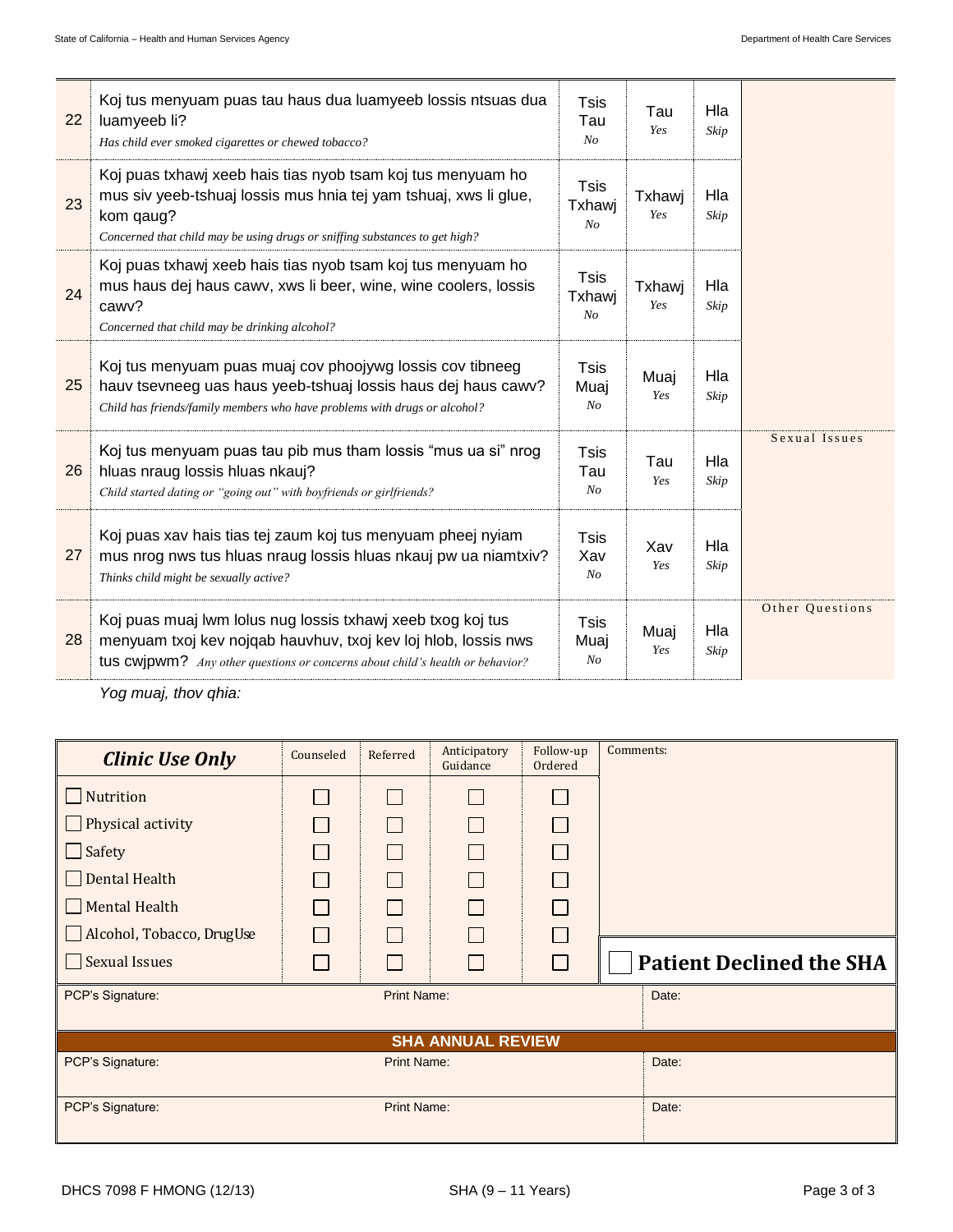| | | | | | |
|---|---|---|---|---|---|
| 22 | Koj tus menyuam puas tau haus dua luamyeeb lossis ntsuas dua luamyeeb li?<br>*Has child ever smoked cigarettes or chewed tobacco?* | Tsis Tau<br>*No* | Tau<br>*Yes* | Hla<br>*Skip* | |
| 23 | Koj puas txhawj xeeb hais tias nyob tsam koj tus menyuam ho mus siv yeeb-tshuaj lossis mus hnia tej yam tshuaj, xws li glue, kom qaug?<br>*Concerned that child may be using drugs or sniffing substances to get high?* | Tsis Txhawj<br>*No* | Txhawj<br>*Yes* | Hla<br>*Skip* | |
| 24 | Koj puas txhawj xeeb hais tias nyob tsam koj tus menyuam ho mus haus dej haus cawv, xws li beer, wine, wine coolers, lossis cawv?<br>*Concerned that child may be drinking alcohol?* | Tsis Txhawj<br>*No* | Txhawj<br>*Yes* | Hla<br>*Skip* | |
| 25 | Koj tus menyuam puas muaj cov phoojywg lossis cov tibneeg hauv tsevneeg uas haus yeeb-tshuaj lossis haus dej haus cawv?<br>*Child has friends/family members who have problems with drugs or alcohol?* | Tsis Muaj<br>*No* | Muaj<br>*Yes* | Hla<br>*Skip* | |
| 26 | Koj tus menyuam puas tau pib mus tham lossis "mus ua si" nrog hluas nraug lossis hluas nkauj?<br>*Child started dating or "going out" with boyfriends or girlfriends?* | Tsis Tau<br>*No* | Tau<br>*Yes* | Hla<br>*Skip* | Sexual Issues |
| 27 | Koj puas xav hais tias tej zaum koj tus menyuam pheej nyiam mus nrog nws tus hluas nraug lossis hluas nkauj pw ua niamtxiv?<br>*Thinks child might be sexually active?* | Tsis Xav<br>*No* | Xav<br>*Yes* | Hla<br>*Skip* | |
| 28 | Koj puas muaj lwm lolus nug lossis txhawj xeeb txog koj tus menyuam txoj kev nojqab hauvhuv, txoj kev loj hlob, lossis nws tus cwjpwm? *Any other questions or concerns about child's health or behavior?* | Tsis Muaj<br>*No* | Muaj<br>*Yes* | Hla<br>*Skip* | Other Questions |

*Yog muaj, thov qhia:*

| ***Clinic Use Only*** | Counseled | Referred | Anticipatory Guidance | Follow-up Ordered | Comments: |
|---|---|---|---|---|---|
| ☐ Nutrition | ☐ | ☐ | ☐ | ☐ | |
| ☐ Physical activity | ☐ | ☐ | ☐ | ☐ | |
| ☐ Safety | ☐ | ☐ | ☐ | ☐ | |
| ☐ Dental Health | ☐ | ☐ | ☐ | ☐ | |
| ☐ Mental Health | ☐ | ☐ | ☐ | ☐ | |
| ☐ Alcohol, Tobacco, DrugUse | ☐ | ☐ | ☐ | ☐ | |
| ☐ Sexual Issues | ☐ | ☐ | ☐ | ☐ | ☐ **Patient Declined the SHA** |

| | | |
|---|---|---|
| PCP's Signature: | Print Name: | Date: |
| **SHA ANNUAL REVIEW** | | |
| PCP's Signature: | Print Name: | Date: |
| PCP's Signature: | Print Name: | Date: |

DHCS 7098 F HMONG (12/13) SHA (9 – 11 Years)